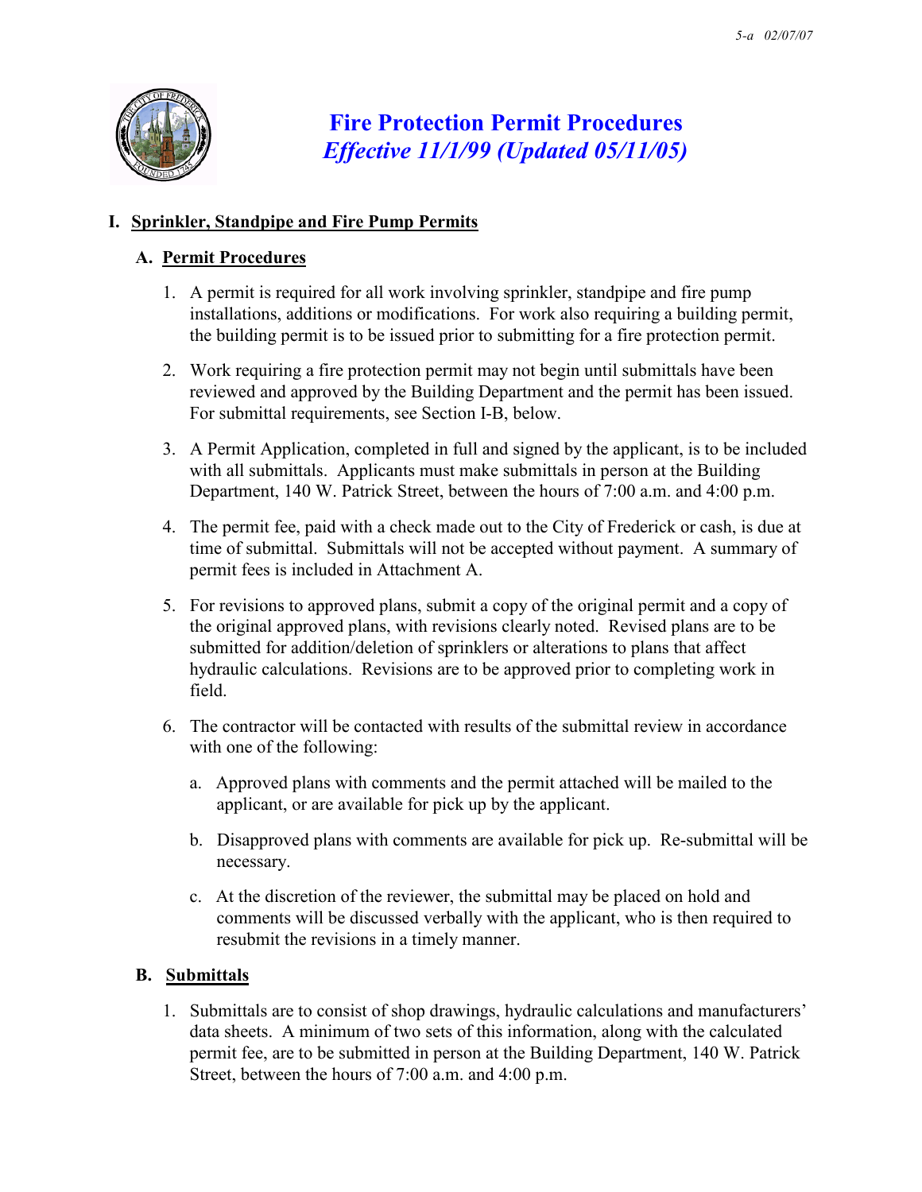5-a 02/07/07

# Fire Protection Permit Procedures
## *Effective 11/1/99 (Updated 05/11/05)*

## I. Sprinkler, Standpipe and Fire Pump Permits

### A. Permit Procedures

1. A permit is required for all work involving sprinkler, standpipe and fire pump installations, additions or modifications. For work also requiring a building permit, the building permit is to be issued prior to submitting for a fire protection permit.

2. Work requiring a fire protection permit may not begin until submittals have been reviewed and approved by the Building Department and the permit has been issued. For submittal requirements, see Section I-B, below.

3. A Permit Application, completed in full and signed by the applicant, is to be included with all submittals. Applicants must make submittals in person at the Building Department, 140 W. Patrick Street, between the hours of 7:00 a.m. and 4:00 p.m.

4. The permit fee, paid with a check made out to the City of Frederick or cash, is due at time of submittal. Submittals will not be accepted without payment. A summary of permit fees is included in Attachment A.

5. For revisions to approved plans, submit a copy of the original permit and a copy of the original approved plans, with revisions clearly noted. Revised plans are to be submitted for addition/deletion of sprinklers or alterations to plans that affect hydraulic calculations. Revisions are to be approved prior to completing work in field.

6. The contractor will be contacted with results of the submittal review in accordance with one of the following:

   a. Approved plans with comments and the permit attached will be mailed to the applicant, or are available for pick up by the applicant.

   b. Disapproved plans with comments are available for pick up. Re-submittal will be necessary.

   c. At the discretion of the reviewer, the submittal may be placed on hold and comments will be discussed verbally with the applicant, who is then required to resubmit the revisions in a timely manner.

### B. Submittals

1. Submittals are to consist of shop drawings, hydraulic calculations and manufacturers' data sheets. A minimum of two sets of this information, along with the calculated permit fee, are to be submitted in person at the Building Department, 140 W. Patrick Street, between the hours of 7:00 a.m. and 4:00 p.m.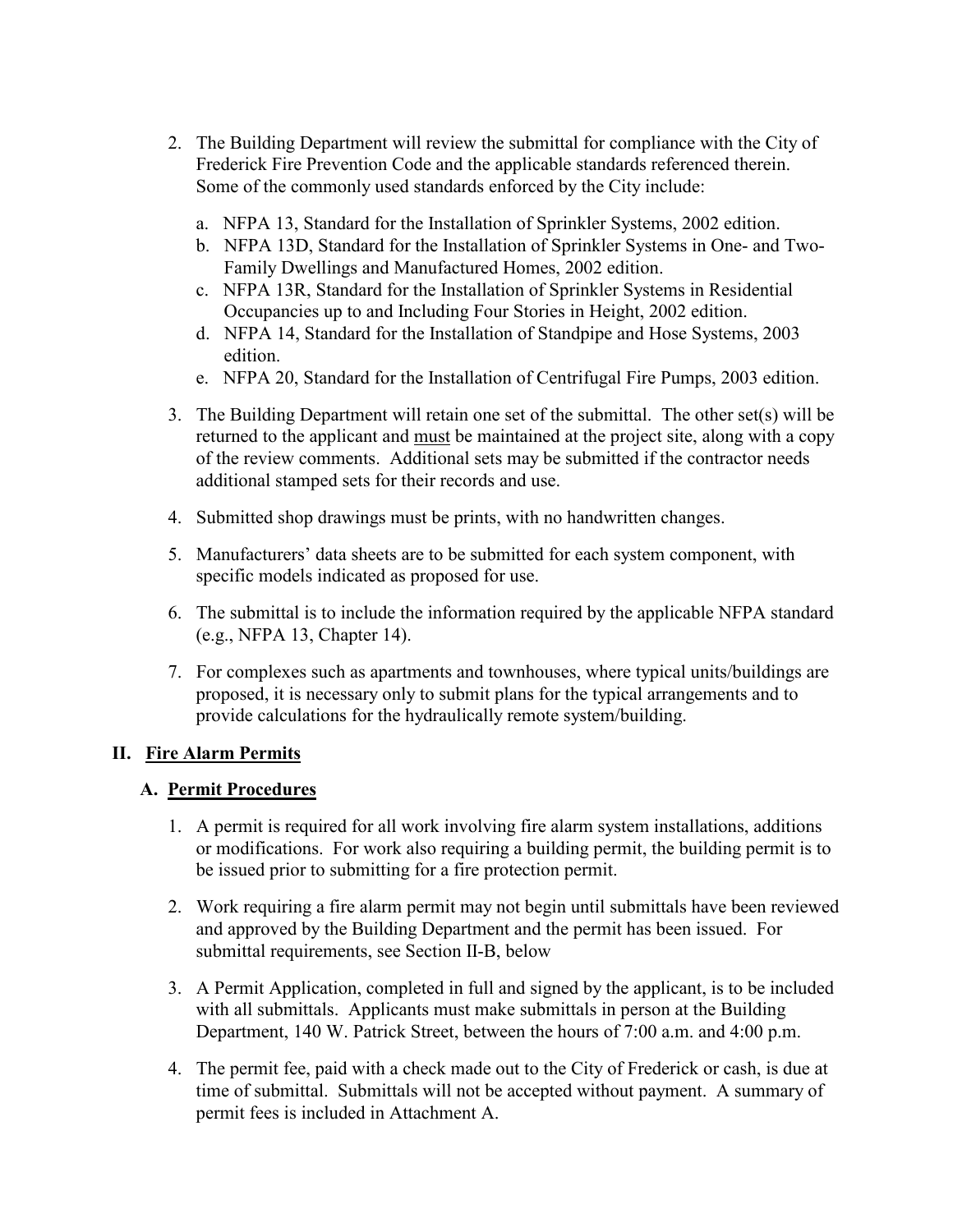2. The Building Department will review the submittal for compliance with the City of Frederick Fire Prevention Code and the applicable standards referenced therein. Some of the commonly used standards enforced by the City include:

   a. NFPA 13, Standard for the Installation of Sprinkler Systems, 2002 edition.
   b. NFPA 13D, Standard for the Installation of Sprinkler Systems in One- and Two-Family Dwellings and Manufactured Homes, 2002 edition.
   c. NFPA 13R, Standard for the Installation of Sprinkler Systems in Residential Occupancies up to and Including Four Stories in Height, 2002 edition.
   d. NFPA 14, Standard for the Installation of Standpipe and Hose Systems, 2003 edition.
   e. NFPA 20, Standard for the Installation of Centrifugal Fire Pumps, 2003 edition.

3. The Building Department will retain one set of the submittal. The other set(s) will be returned to the applicant and <u>must</u> be maintained at the project site, along with a copy of the review comments. Additional sets may be submitted if the contractor needs additional stamped sets for their records and use.

4. Submitted shop drawings must be prints, with no handwritten changes.

5. Manufacturers' data sheets are to be submitted for each system component, with specific models indicated as proposed for use.

6. The submittal is to include the information required by the applicable NFPA standard (e.g., NFPA 13, Chapter 14).

7. For complexes such as apartments and townhouses, where typical units/buildings are proposed, it is necessary only to submit plans for the typical arrangements and to provide calculations for the hydraulically remote system/building.

## II. <u>Fire Alarm Permits</u>

### A. <u>Permit Procedures</u>

1. A permit is required for all work involving fire alarm system installations, additions or modifications. For work also requiring a building permit, the building permit is to be issued prior to submitting for a fire protection permit.

2. Work requiring a fire alarm permit may not begin until submittals have been reviewed and approved by the Building Department and the permit has been issued. For submittal requirements, see Section II-B, below

3. A Permit Application, completed in full and signed by the applicant, is to be included with all submittals. Applicants must make submittals in person at the Building Department, 140 W. Patrick Street, between the hours of 7:00 a.m. and 4:00 p.m.

4. The permit fee, paid with a check made out to the City of Frederick or cash, is due at time of submittal. Submittals will not be accepted without payment. A summary of permit fees is included in Attachment A.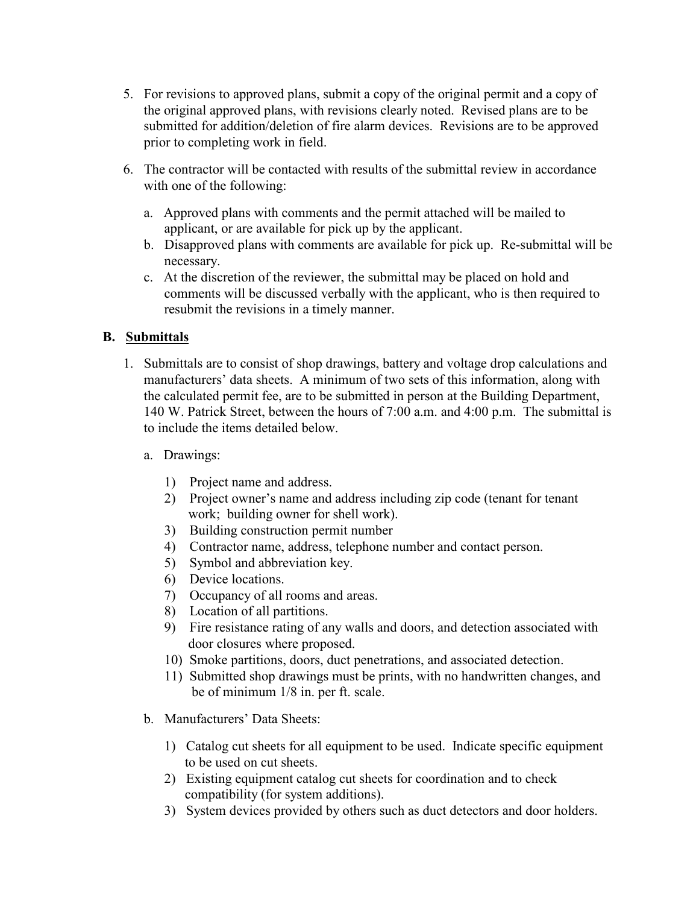5. For revisions to approved plans, submit a copy of the original permit and a copy of the original approved plans, with revisions clearly noted. Revised plans are to be submitted for addition/deletion of fire alarm devices. Revisions are to be approved prior to completing work in field.

6. The contractor will be contacted with results of the submittal review in accordance with one of the following:

   a. Approved plans with comments and the permit attached will be mailed to applicant, or are available for pick up by the applicant.
   b. Disapproved plans with comments are available for pick up. Re-submittal will be necessary.
   c. At the discretion of the reviewer, the submittal may be placed on hold and comments will be discussed verbally with the applicant, who is then required to resubmit the revisions in a timely manner.

## B. <u>Submittals</u>

1. Submittals are to consist of shop drawings, battery and voltage drop calculations and manufacturers' data sheets. A minimum of two sets of this information, along with the calculated permit fee, are to be submitted in person at the Building Department, 140 W. Patrick Street, between the hours of 7:00 a.m. and 4:00 p.m. The submittal is to include the items detailed below.

   a. Drawings:

      1) Project name and address.
      2) Project owner's name and address including zip code (tenant for tenant work; building owner for shell work).
      3) Building construction permit number
      4) Contractor name, address, telephone number and contact person.
      5) Symbol and abbreviation key.
      6) Device locations.
      7) Occupancy of all rooms and areas.
      8) Location of all partitions.
      9) Fire resistance rating of any walls and doors, and detection associated with door closures where proposed.
      10) Smoke partitions, doors, duct penetrations, and associated detection.
      11) Submitted shop drawings must be prints, with no handwritten changes, and be of minimum 1/8 in. per ft. scale.

   b. Manufacturers' Data Sheets:

      1) Catalog cut sheets for all equipment to be used. Indicate specific equipment to be used on cut sheets.
      2) Existing equipment catalog cut sheets for coordination and to check compatibility (for system additions).
      3) System devices provided by others such as duct detectors and door holders.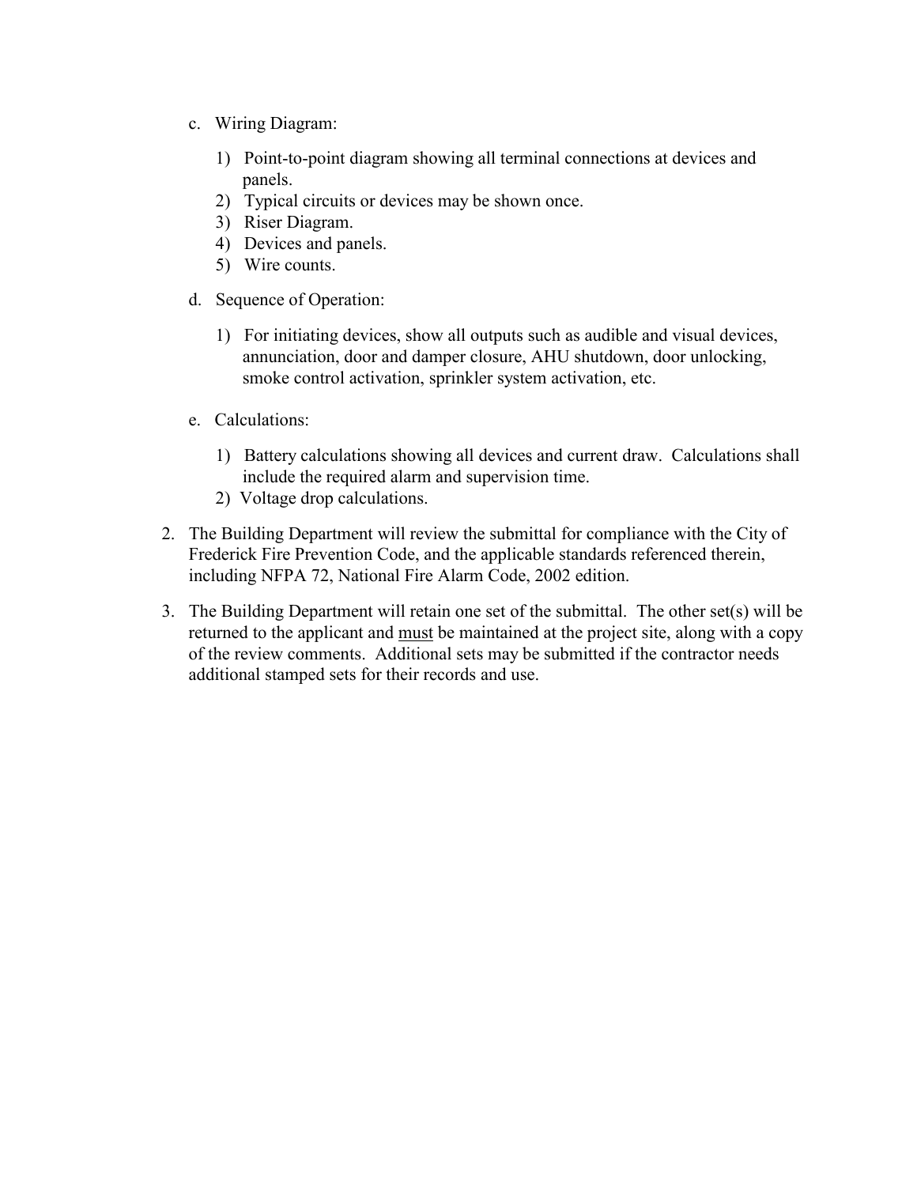c. Wiring Diagram:

   1) Point-to-point diagram showing all terminal connections at devices and panels.
   2) Typical circuits or devices may be shown once.
   3) Riser Diagram.
   4) Devices and panels.
   5) Wire counts.

d. Sequence of Operation:

   1) For initiating devices, show all outputs such as audible and visual devices, annunciation, door and damper closure, AHU shutdown, door unlocking, smoke control activation, sprinkler system activation, etc.

e. Calculations:

   1) Battery calculations showing all devices and current draw. Calculations shall include the required alarm and supervision time.
   2) Voltage drop calculations.

2. The Building Department will review the submittal for compliance with the City of Frederick Fire Prevention Code, and the applicable standards referenced therein, including NFPA 72, National Fire Alarm Code, 2002 edition.

3. The Building Department will retain one set of the submittal. The other set(s) will be returned to the applicant and <u>must</u> be maintained at the project site, along with a copy of the review comments. Additional sets may be submitted if the contractor needs additional stamped sets for their records and use.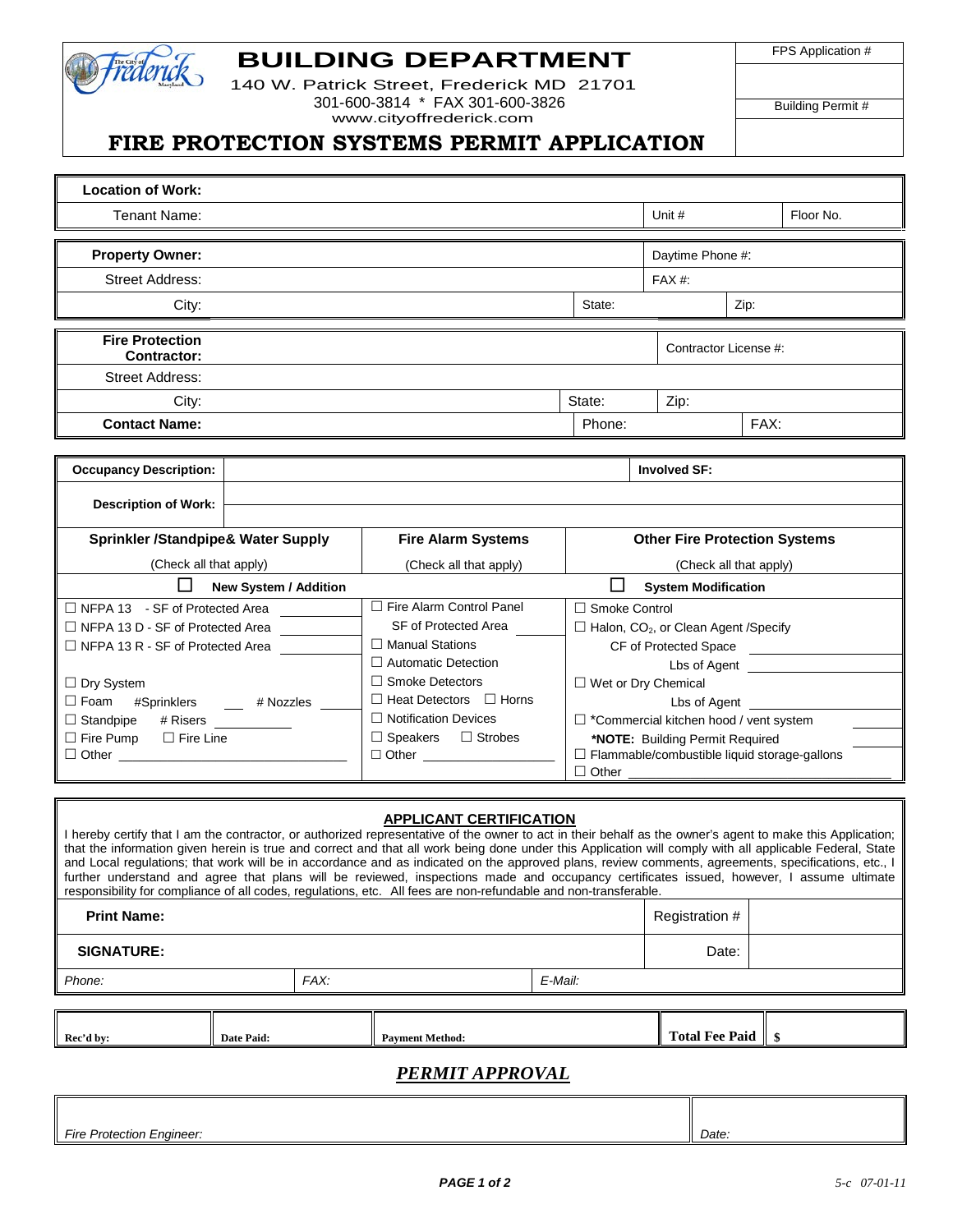# BUILDING DEPARTMENT

140 W. Patrick Street, Frederick MD 21701
301-600-3814 * FAX 301-600-3826
www.cityoffrederick.com

| |
|---|
| FPS Application # |
| |
| Building Permit # |
| |

## FIRE PROTECTION SYSTEMS PERMIT APPLICATION

| | | | |
|---|---|---|---|
| **Location of Work:** | | | |
| Tenant Name: | | Unit # | Floor No. |

| | | | |
|---|---|---|---|
| **Property Owner:** | | Daytime Phone #: | |
| Street Address: | | FAX #: | |
| City: | State: | Zip: | |

| | | | |
|---|---|---|---|
| **Fire Protection Contractor:** | | Contractor License #: | |
| Street Address: | | | |
| City: | State: | Zip: | |
| **Contact Name:** | Phone: | FAX: | |

| | | |
|---|---|---|
| **Occupancy Description:** | | **Involved SF:** |
| **Description of Work:** | | |

| **Sprinkler /Standpipe& Water Supply** | **Fire Alarm Systems** | **Other Fire Protection Systems** |
|---|---|---|
| (Check all that apply) | (Check all that apply) | (Check all that apply) |
| ☐ **New System / Addition** | | ☐ **System Modification** |
| ☐ NFPA 13 - SF of Protected Area ______ | ☐ Fire Alarm Control Panel | ☐ Smoke Control |
| ☐ NFPA 13 D - SF of Protected Area ______ | SF of Protected Area ______ | ☐ Halon, $CO_2$, or Clean Agent /Specify |
| ☐ NFPA 13 R - SF of Protected Area ______ | ☐ Manual Stations | CF of Protected Space ______ |
| | ☐ Automatic Detection | Lbs of Agent ______ |
| ☐ Dry System | ☐ Smoke Detectors | ☐ Wet or Dry Chemical |
| ☐ Foam #Sprinklers ___ # Nozzles ______ | ☐ Heat Detectors ☐ Horns | Lbs of Agent ______ |
| ☐ Standpipe # Risers ______ | ☐ Notification Devices | ☐ *Commercial kitchen hood / vent system ______ |
| ☐ Fire Pump ☐ Fire Line | ☐ Speakers ☐ Strobes | ***NOTE:** Building Permit Required |
| ☐ Other ______ | ☐ Other ______ | ☐ Flammable/combustible liquid storage-gallons ______ |
| | | ☐ Other ______ |

### APPLICANT CERTIFICATION

I hereby certify that I am the contractor, or authorized representative of the owner to act in their behalf as the owner's agent to make this Application; that the information given herein is true and correct and that all work being done under this Application will comply with all applicable Federal, State and Local regulations; that work will be in accordance and as indicated on the approved plans, review comments, agreements, specifications, etc., I further understand and agree that plans will be reviewed, inspections made and occupancy certificates issued, however, I assume ultimate responsibility for compliance of all codes, regulations, etc. All fees are non-refundable and non-transferable.

| | | | |
|---|---|---|---|
| **Print Name:** | | Registration # | |
| **SIGNATURE:** | | Date: | |
| *Phone:* | *FAX:* | *E-Mail:* | |

| | | | | |
|---|---|---|---|---|
| **Rec'd by:** | **Date Paid:** | **Payment Method:** | **Total Fee Paid** | **$** |

## *PERMIT APPROVAL*

| | |
|---|---|
| *Fire Protection Engineer:* | *Date:* |

5-c 07-01-11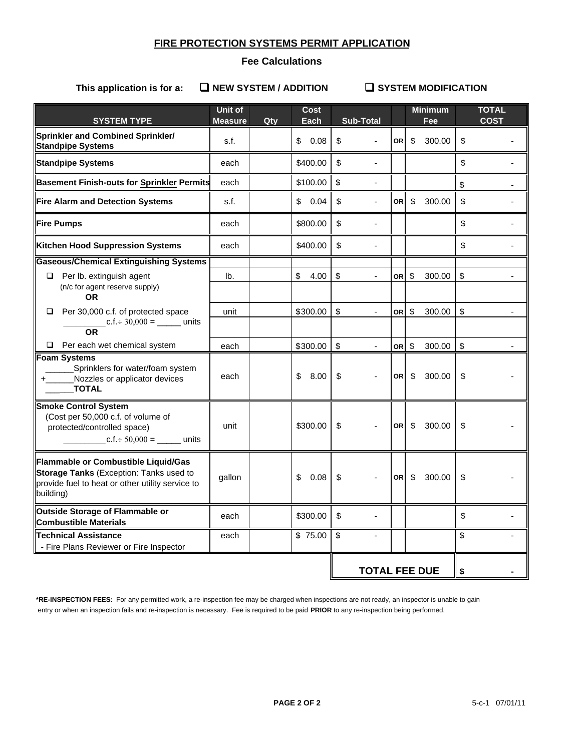## FIRE PROTECTION SYSTEMS PERMIT APPLICATION

### Fee Calculations

**This application is for a:** ❑ **NEW SYSTEM / ADDITION** ❑ **SYSTEM MODIFICATION**

| SYSTEM TYPE | Unit of Measure | Qty | Cost Each | Sub-Total | | Minimum Fee | TOTAL COST |
|---|---|---|---|---|---|---|---|
| **Sprinkler and Combined Sprinkler/ Standpipe Systems** | s.f. | | $ 0.08 | $ - | OR | $ 300.00 | $ - |
| **Standpipe Systems** | each | | $400.00 | $ - | | | $ - |
| **Basement Finish-outs for Sprinkler Permits** | each | | $100.00 | $ - | | | $ - |
| **Fire Alarm and Detection Systems** | s.f. | | $ 0.04 | $ - | OR | $ 300.00 | $ - |
| **Fire Pumps** | each | | $800.00 | $ - | | | $ - |
| **Kitchen Hood Suppression Systems** | each | | $400.00 | $ - | | | $ - |
| **Gaseous/Chemical Extinguishing Systems** | | | | | | | |
| ❑ Per lb. extinguish agent (n/c for agent reserve supply) **OR** | lb. | | $ 4.00 | $ - | OR | $ 300.00 | $ - |
| ❑ Per 30,000 c.f. of protected space _________ c.f.÷ 30,000 = _____ units **OR** | unit | | $300.00 | $ - | OR | $ 300.00 | $ - |
| ❑ Per each wet chemical system | each | | $300.00 | $ - | OR | $ 300.00 | $ - |
| **Foam Systems** ______Sprinklers for water/foam system +______Nozzles or applicator devices ______**TOTAL** | each | | $ 8.00 | $ - | OR | $ 300.00 | $ - |
| **Smoke Control System** (Cost per 50,000 c.f. of volume of protected/controlled space) _________ c.f.÷ 50,000 = _____ units | unit | | $300.00 | $ - | OR | $ 300.00 | $ - |
| **Flammable or Combustible Liquid/Gas Storage Tanks** (Exception: Tanks used to provide fuel to heat or other utility service to building) | gallon | | $ 0.08 | $ - | OR | $ 300.00 | $ - |
| **Outside Storage of Flammable or Combustible Materials** | each | | $300.00 | $ - | | | $ - |
| **Technical Assistance** - Fire Plans Reviewer or Fire Inspector | each | | $ 75.00 | $ - | | | $ - |
| | | | | **TOTAL FEE DUE** | | | **$ -** |

***RE-INSPECTION FEES:** For any permitted work, a re-inspection fee may be charged when inspections are not ready, an inspector is unable to gain entry or when an inspection fails and re-inspection is necessary. Fee is required to be paid **PRIOR** to any re-inspection being performed.

5-c-1 07/01/11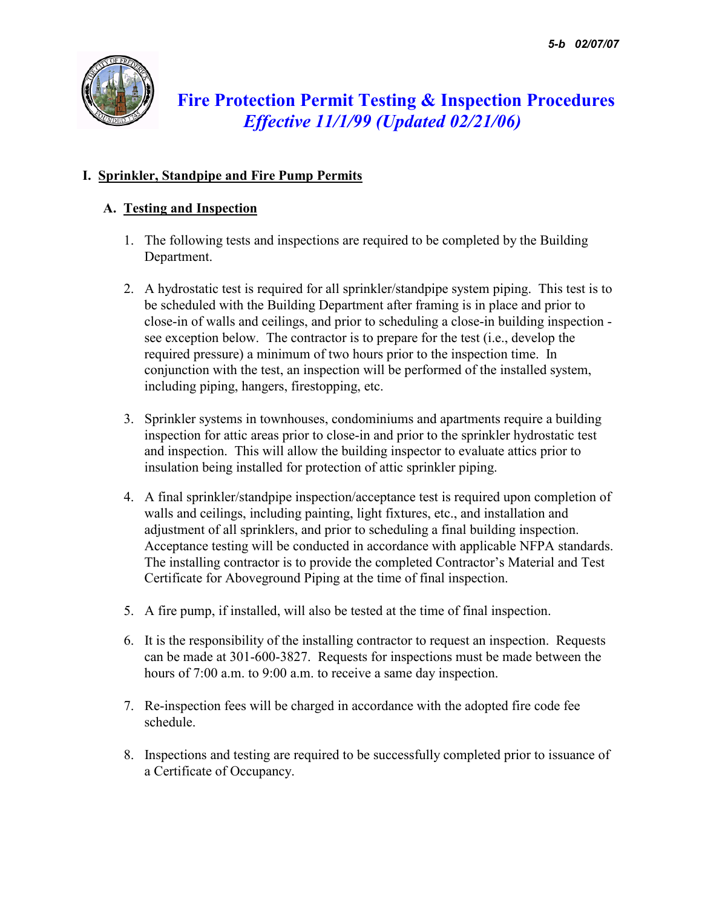5-b 02/07/07

# Fire Protection Permit Testing & Inspection Procedures

*Effective 11/1/99 (Updated 02/21/06)*

## I. Sprinkler, Standpipe and Fire Pump Permits

### A. Testing and Inspection

1. The following tests and inspections are required to be completed by the Building Department.

2. A hydrostatic test is required for all sprinkler/standpipe system piping. This test is to be scheduled with the Building Department after framing is in place and prior to close-in of walls and ceilings, and prior to scheduling a close-in building inspection - see exception below. The contractor is to prepare for the test (i.e., develop the required pressure) a minimum of two hours prior to the inspection time. In conjunction with the test, an inspection will be performed of the installed system, including piping, hangers, firestopping, etc.

3. Sprinkler systems in townhouses, condominiums and apartments require a building inspection for attic areas prior to close-in and prior to the sprinkler hydrostatic test and inspection. This will allow the building inspector to evaluate attics prior to insulation being installed for protection of attic sprinkler piping.

4. A final sprinkler/standpipe inspection/acceptance test is required upon completion of walls and ceilings, including painting, light fixtures, etc., and installation and adjustment of all sprinklers, and prior to scheduling a final building inspection. Acceptance testing will be conducted in accordance with applicable NFPA standards. The installing contractor is to provide the completed Contractor's Material and Test Certificate for Aboveground Piping at the time of final inspection.

5. A fire pump, if installed, will also be tested at the time of final inspection.

6. It is the responsibility of the installing contractor to request an inspection. Requests can be made at 301-600-3827. Requests for inspections must be made between the hours of 7:00 a.m. to 9:00 a.m. to receive a same day inspection.

7. Re-inspection fees will be charged in accordance with the adopted fire code fee schedule.

8. Inspections and testing are required to be successfully completed prior to issuance of a Certificate of Occupancy.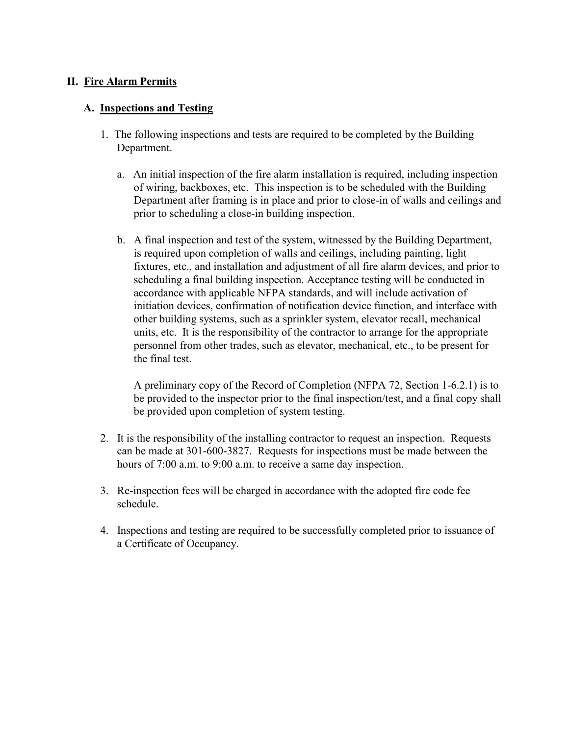## II. Fire Alarm Permits

### A. Inspections and Testing

1. The following inspections and tests are required to be completed by the Building Department.

   a. An initial inspection of the fire alarm installation is required, including inspection of wiring, backboxes, etc. This inspection is to be scheduled with the Building Department after framing is in place and prior to close-in of walls and ceilings and prior to scheduling a close-in building inspection.

   b. A final inspection and test of the system, witnessed by the Building Department, is required upon completion of walls and ceilings, including painting, light fixtures, etc., and installation and adjustment of all fire alarm devices, and prior to scheduling a final building inspection. Acceptance testing will be conducted in accordance with applicable NFPA standards, and will include activation of initiation devices, confirmation of notification device function, and interface with other building systems, such as a sprinkler system, elevator recall, mechanical units, etc. It is the responsibility of the contractor to arrange for the appropriate personnel from other trades, such as elevator, mechanical, etc., to be present for the final test.

      A preliminary copy of the Record of Completion (NFPA 72, Section 1-6.2.1) is to be provided to the inspector prior to the final inspection/test, and a final copy shall be provided upon completion of system testing.

2. It is the responsibility of the installing contractor to request an inspection. Requests can be made at 301-600-3827. Requests for inspections must be made between the hours of 7:00 a.m. to 9:00 a.m. to receive a same day inspection.

3. Re-inspection fees will be charged in accordance with the adopted fire code fee schedule.

4. Inspections and testing are required to be successfully completed prior to issuance of a Certificate of Occupancy.